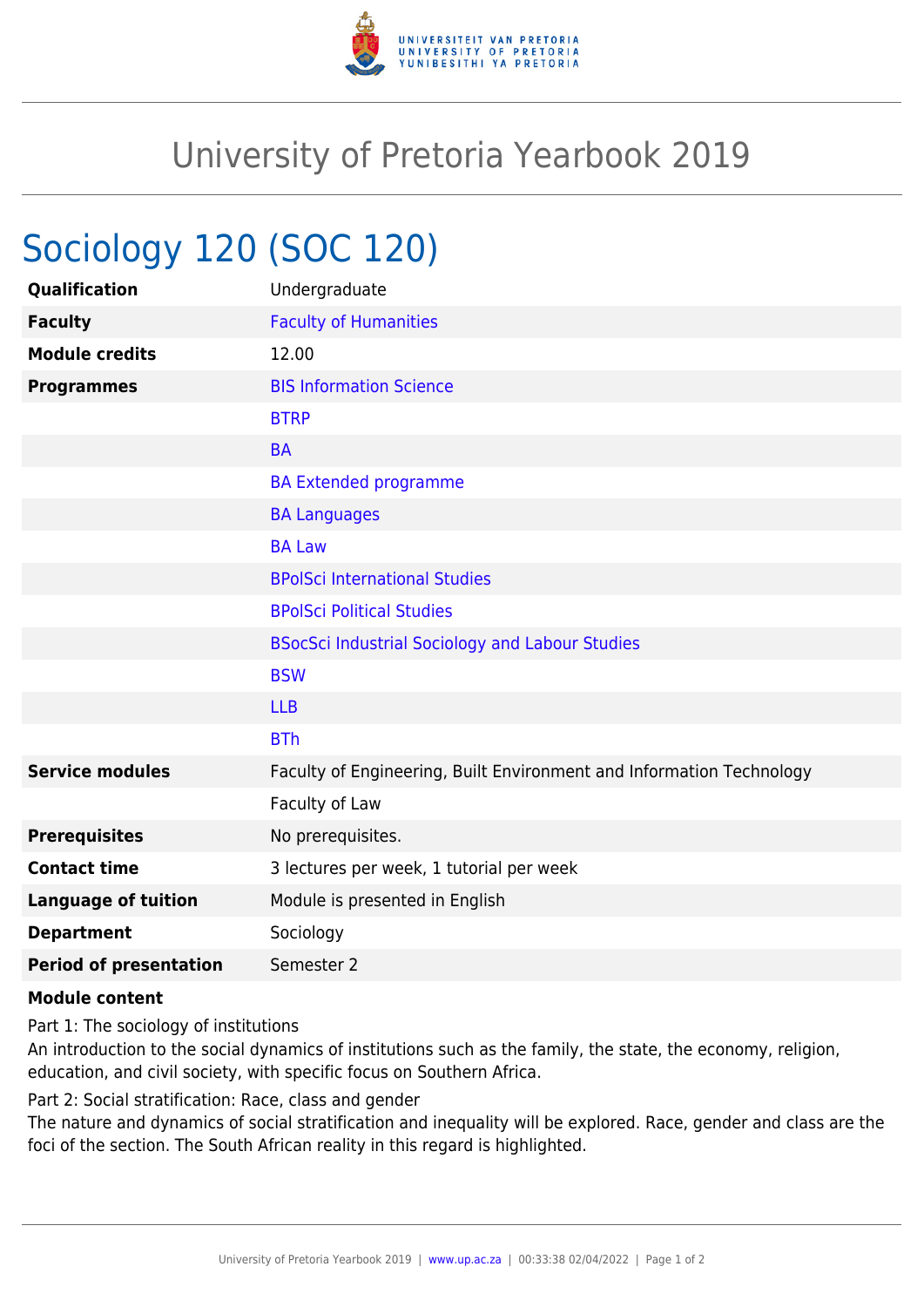# University of Pretoria Yearbook 2019

## Sociology 120 (SOC 120)

| | |
|---|---|
| **Qualification** | Undergraduate |
| **Faculty** | Faculty of Humanities |
| **Module credits** | 12.00 |
| **Programmes** | BIS Information Science |
| | BTRP |
| | BA |
| | BA Extended programme |
| | BA Languages |
| | BA Law |
| | BPolSci International Studies |
| | BPolSci Political Studies |
| | BSocSci Industrial Sociology and Labour Studies |
| | BSW |
| | LLB |
| | BTh |
| **Service modules** | Faculty of Engineering, Built Environment and Information Technology |
| | Faculty of Law |
| **Prerequisites** | No prerequisites. |
| **Contact time** | 3 lectures per week, 1 tutorial per week |
| **Language of tuition** | Module is presented in English |
| **Department** | Sociology |
| **Period of presentation** | Semester 2 |

**Module content**

Part 1: The sociology of institutions

An introduction to the social dynamics of institutions such as the family, the state, the economy, religion, education, and civil society, with specific focus on Southern Africa.

Part 2: Social stratification: Race, class and gender

The nature and dynamics of social stratification and inequality will be explored. Race, gender and class are the foci of the section. The South African reality in this regard is highlighted.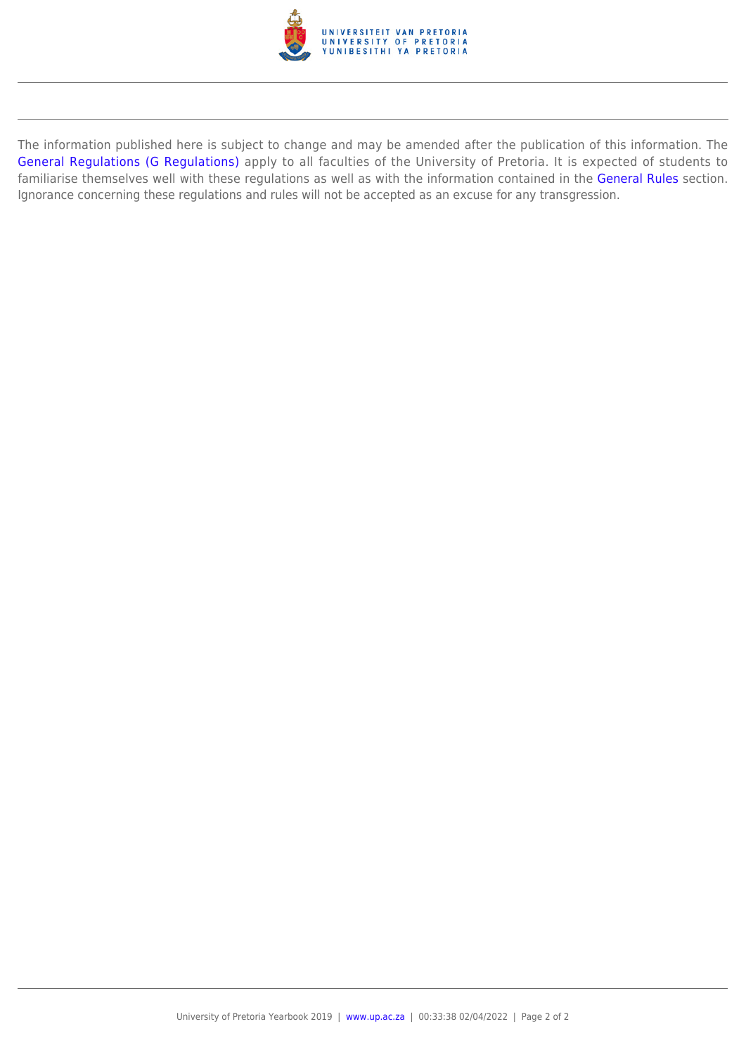The information published here is subject to change and may be amended after the publication of this information. The General Regulations (G Regulations) apply to all faculties of the University of Pretoria. It is expected of students to familiarise themselves well with these regulations as well as with the information contained in the General Rules section. Ignorance concerning these regulations and rules will not be accepted as an excuse for any transgression.